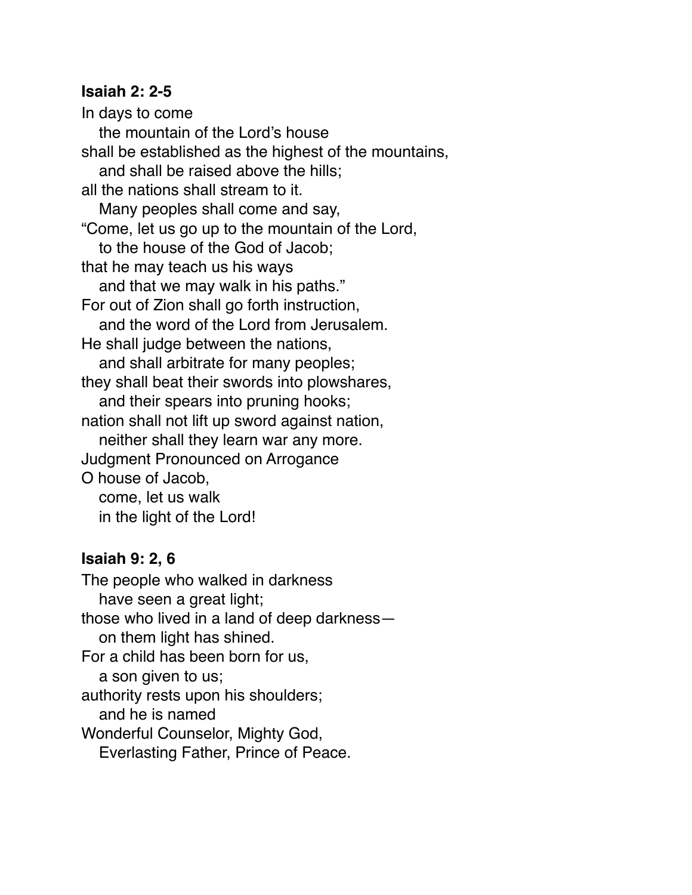**Isaiah 2: 2-5**

In days to come
   the mountain of the Lord's house
shall be established as the highest of the mountains,
   and shall be raised above the hills;
all the nations shall stream to it.
   Many peoples shall come and say,
"Come, let us go up to the mountain of the Lord,
   to the house of the God of Jacob;
that he may teach us his ways
   and that we may walk in his paths."
For out of Zion shall go forth instruction,
   and the word of the Lord from Jerusalem.
He shall judge between the nations,
   and shall arbitrate for many peoples;
they shall beat their swords into plowshares,
   and their spears into pruning hooks;
nation shall not lift up sword against nation,
   neither shall they learn war any more.
Judgment Pronounced on Arrogance
O house of Jacob,
   come, let us walk
   in the light of the Lord!

**Isaiah 9: 2, 6**

The people who walked in darkness
   have seen a great light;
those who lived in a land of deep darkness—
   on them light has shined.
For a child has been born for us,
   a son given to us;
authority rests upon his shoulders;
   and he is named
Wonderful Counselor, Mighty God,
   Everlasting Father, Prince of Peace.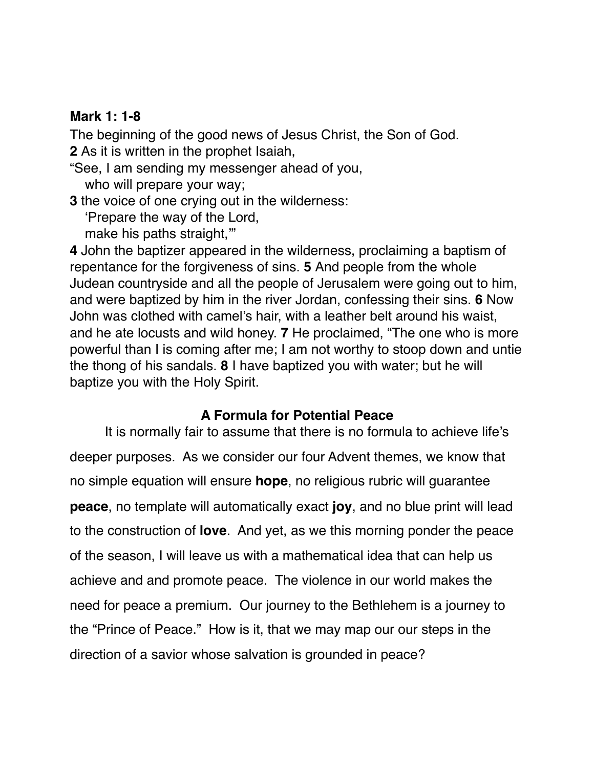**Mark 1: 1-8**

The beginning of the good news of Jesus Christ, the Son of God.

**2** As it is written in the prophet Isaiah,

"See, I am sending my messenger ahead of you,
  who will prepare your way;

**3** the voice of one crying out in the wilderness:
  'Prepare the way of the Lord,
  make his paths straight,'"

**4** John the baptizer appeared in the wilderness, proclaiming a baptism of repentance for the forgiveness of sins. **5** And people from the whole Judean countryside and all the people of Jerusalem were going out to him, and were baptized by him in the river Jordan, confessing their sins. **6** Now John was clothed with camel's hair, with a leather belt around his waist, and he ate locusts and wild honey. **7** He proclaimed, "The one who is more powerful than I is coming after me; I am not worthy to stoop down and untie the thong of his sandals. **8** I have baptized you with water; but he will baptize you with the Holy Spirit.

## A Formula for Potential Peace

It is normally fair to assume that there is no formula to achieve life's deeper purposes. As we consider our four Advent themes, we know that no simple equation will ensure **hope**, no religious rubric will guarantee **peace**, no template will automatically exact **joy**, and no blue print will lead to the construction of **love**. And yet, as we this morning ponder the peace of the season, I will leave us with a mathematical idea that can help us achieve and and promote peace. The violence in our world makes the need for peace a premium. Our journey to the Bethlehem is a journey to the "Prince of Peace." How is it, that we may map our our steps in the direction of a savior whose salvation is grounded in peace?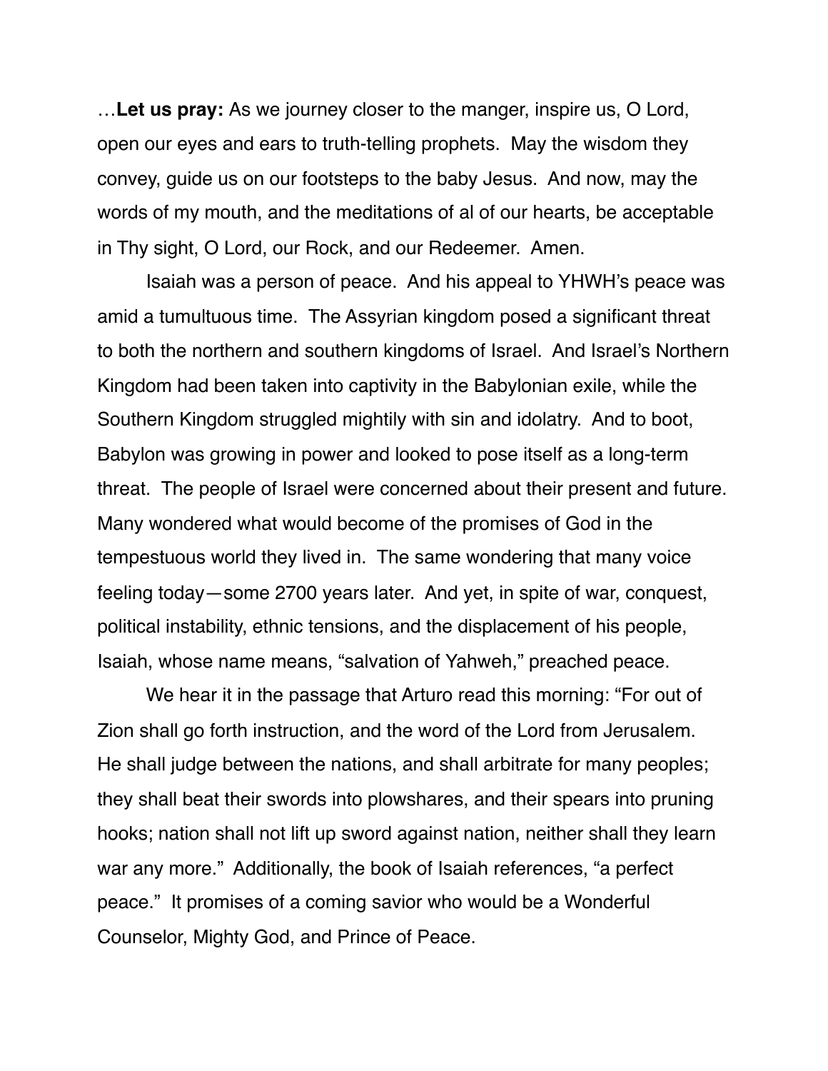…**Let us pray:** As we journey closer to the manger, inspire us, O Lord, open our eyes and ears to truth-telling prophets. May the wisdom they convey, guide us on our footsteps to the baby Jesus. And now, may the words of my mouth, and the meditations of al of our hearts, be acceptable in Thy sight, O Lord, our Rock, and our Redeemer. Amen.

Isaiah was a person of peace. And his appeal to YHWH's peace was amid a tumultuous time. The Assyrian kingdom posed a significant threat to both the northern and southern kingdoms of Israel. And Israel's Northern Kingdom had been taken into captivity in the Babylonian exile, while the Southern Kingdom struggled mightily with sin and idolatry. And to boot, Babylon was growing in power and looked to pose itself as a long-term threat. The people of Israel were concerned about their present and future. Many wondered what would become of the promises of God in the tempestuous world they lived in. The same wondering that many voice feeling today—some 2700 years later. And yet, in spite of war, conquest, political instability, ethnic tensions, and the displacement of his people, Isaiah, whose name means, "salvation of Yahweh," preached peace.

We hear it in the passage that Arturo read this morning: "For out of Zion shall go forth instruction, and the word of the Lord from Jerusalem. He shall judge between the nations, and shall arbitrate for many peoples; they shall beat their swords into plowshares, and their spears into pruning hooks; nation shall not lift up sword against nation, neither shall they learn war any more." Additionally, the book of Isaiah references, "a perfect peace." It promises of a coming savior who would be a Wonderful Counselor, Mighty God, and Prince of Peace.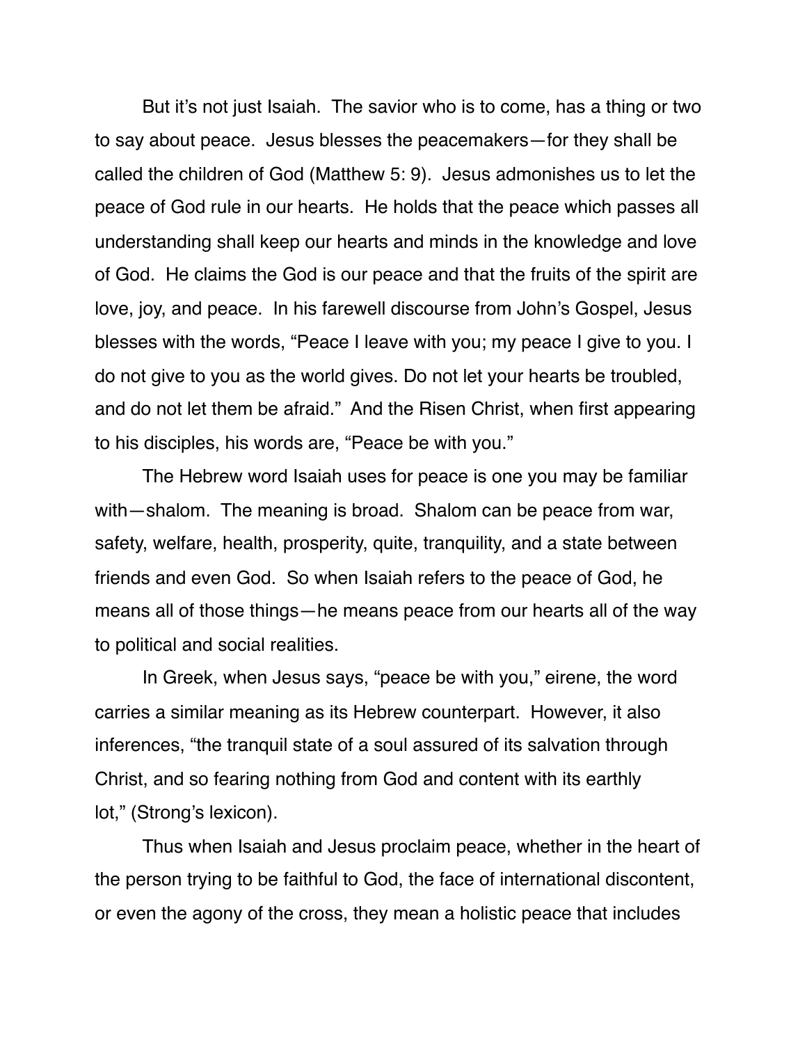But it's not just Isaiah. The savior who is to come, has a thing or two to say about peace. Jesus blesses the peacemakers—for they shall be called the children of God (Matthew 5: 9). Jesus admonishes us to let the peace of God rule in our hearts. He holds that the peace which passes all understanding shall keep our hearts and minds in the knowledge and love of God. He claims the God is our peace and that the fruits of the spirit are love, joy, and peace. In his farewell discourse from John's Gospel, Jesus blesses with the words, "Peace I leave with you; my peace I give to you. I do not give to you as the world gives. Do not let your hearts be troubled, and do not let them be afraid." And the Risen Christ, when first appearing to his disciples, his words are, "Peace be with you."

The Hebrew word Isaiah uses for peace is one you may be familiar with—shalom. The meaning is broad. Shalom can be peace from war, safety, welfare, health, prosperity, quite, tranquility, and a state between friends and even God. So when Isaiah refers to the peace of God, he means all of those things—he means peace from our hearts all of the way to political and social realities.

In Greek, when Jesus says, "peace be with you," eirene, the word carries a similar meaning as its Hebrew counterpart. However, it also inferences, "the tranquil state of a soul assured of its salvation through Christ, and so fearing nothing from God and content with its earthly lot," (Strong's lexicon).

Thus when Isaiah and Jesus proclaim peace, whether in the heart of the person trying to be faithful to God, the face of international discontent, or even the agony of the cross, they mean a holistic peace that includes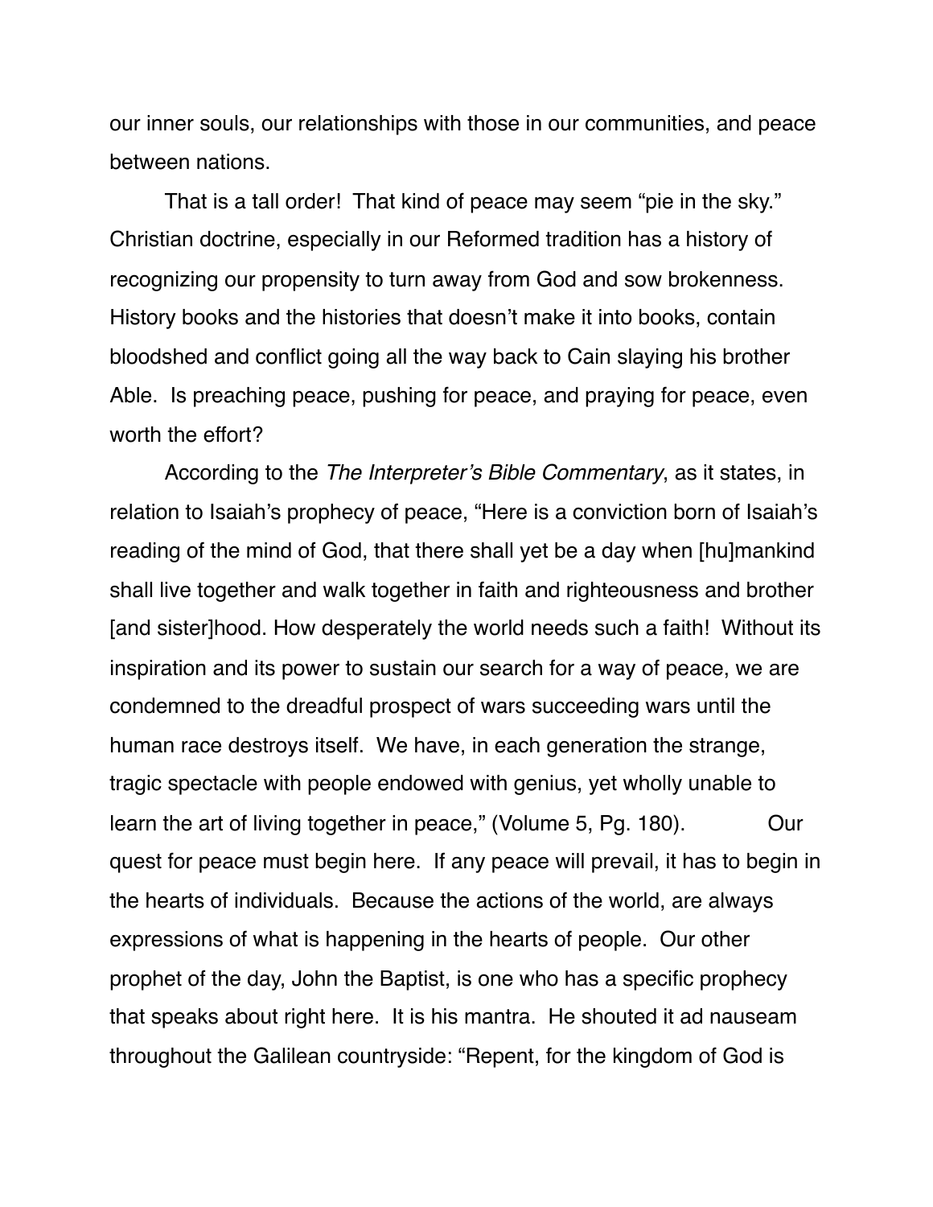our inner souls, our relationships with those in our communities, and peace between nations.

That is a tall order! That kind of peace may seem "pie in the sky." Christian doctrine, especially in our Reformed tradition has a history of recognizing our propensity to turn away from God and sow brokenness. History books and the histories that doesn't make it into books, contain bloodshed and conflict going all the way back to Cain slaying his brother Able. Is preaching peace, pushing for peace, and praying for peace, even worth the effort?

According to the *The Interpreter's Bible Commentary*, as it states, in relation to Isaiah's prophecy of peace, "Here is a conviction born of Isaiah's reading of the mind of God, that there shall yet be a day when [hu]mankind shall live together and walk together in faith and righteousness and brother [and sister]hood. How desperately the world needs such a faith! Without its inspiration and its power to sustain our search for a way of peace, we are condemned to the dreadful prospect of wars succeeding wars until the human race destroys itself. We have, in each generation the strange, tragic spectacle with people endowed with genius, yet wholly unable to learn the art of living together in peace," (Volume 5, Pg. 180). Our quest for peace must begin here. If any peace will prevail, it has to begin in the hearts of individuals. Because the actions of the world, are always expressions of what is happening in the hearts of people. Our other prophet of the day, John the Baptist, is one who has a specific prophecy that speaks about right here. It is his mantra. He shouted it ad nauseam throughout the Galilean countryside: "Repent, for the kingdom of God is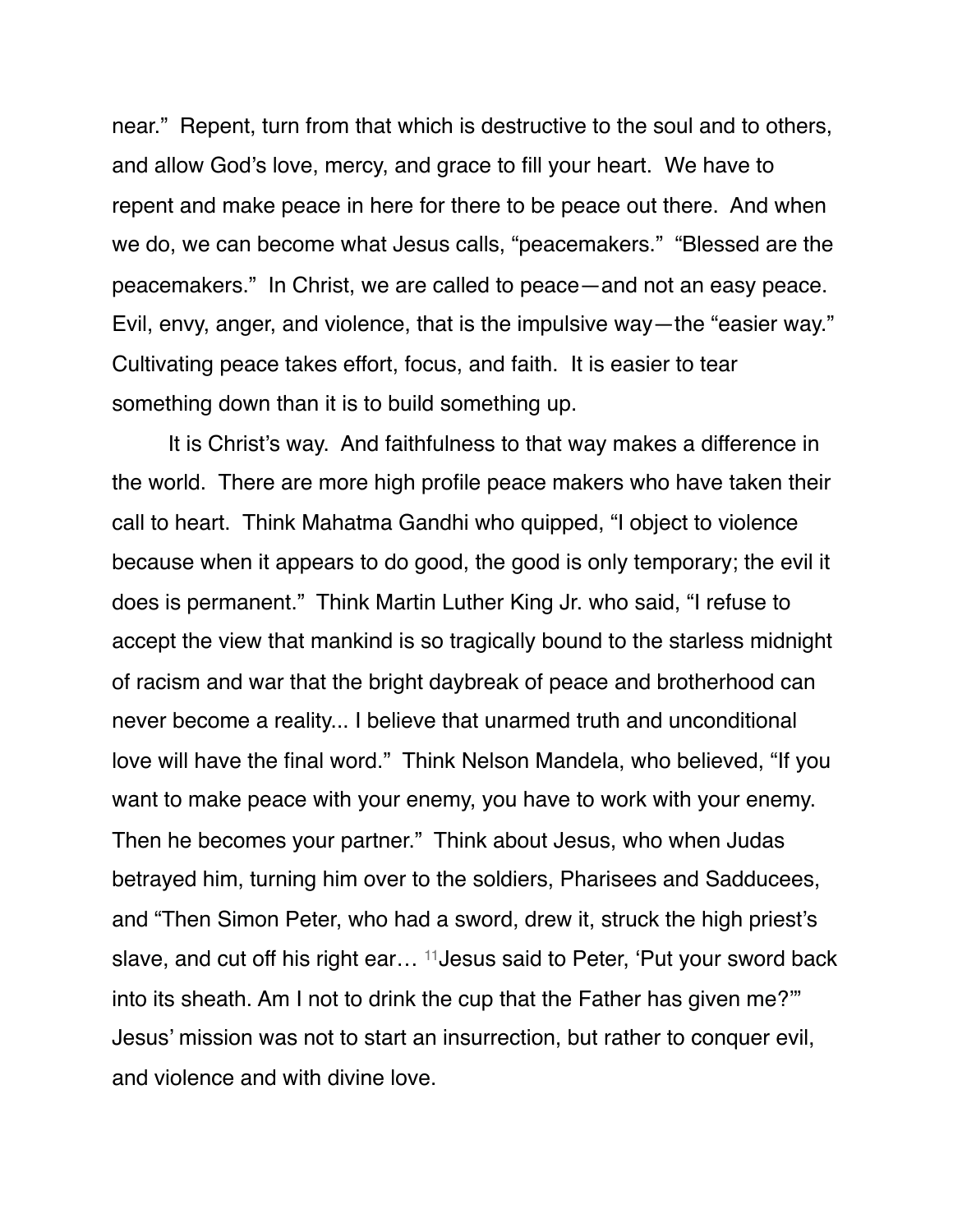near." Repent, turn from that which is destructive to the soul and to others, and allow God's love, mercy, and grace to fill your heart. We have to repent and make peace in here for there to be peace out there. And when we do, we can become what Jesus calls, "peacemakers." "Blessed are the peacemakers." In Christ, we are called to peace—and not an easy peace. Evil, envy, anger, and violence, that is the impulsive way—the "easier way." Cultivating peace takes effort, focus, and faith. It is easier to tear something down than it is to build something up.

It is Christ's way. And faithfulness to that way makes a difference in the world. There are more high profile peace makers who have taken their call to heart. Think Mahatma Gandhi who quipped, "I object to violence because when it appears to do good, the good is only temporary; the evil it does is permanent." Think Martin Luther King Jr. who said, "I refuse to accept the view that mankind is so tragically bound to the starless midnight of racism and war that the bright daybreak of peace and brotherhood can never become a reality... I believe that unarmed truth and unconditional love will have the final word." Think Nelson Mandela, who believed, "If you want to make peace with your enemy, you have to work with your enemy. Then he becomes your partner." Think about Jesus, who when Judas betrayed him, turning him over to the soldiers, Pharisees and Sadducees, and "Then Simon Peter, who had a sword, drew it, struck the high priest's slave, and cut off his right ear… [11]Jesus said to Peter, 'Put your sword back into its sheath. Am I not to drink the cup that the Father has given me?'" Jesus' mission was not to start an insurrection, but rather to conquer evil, and violence and with divine love.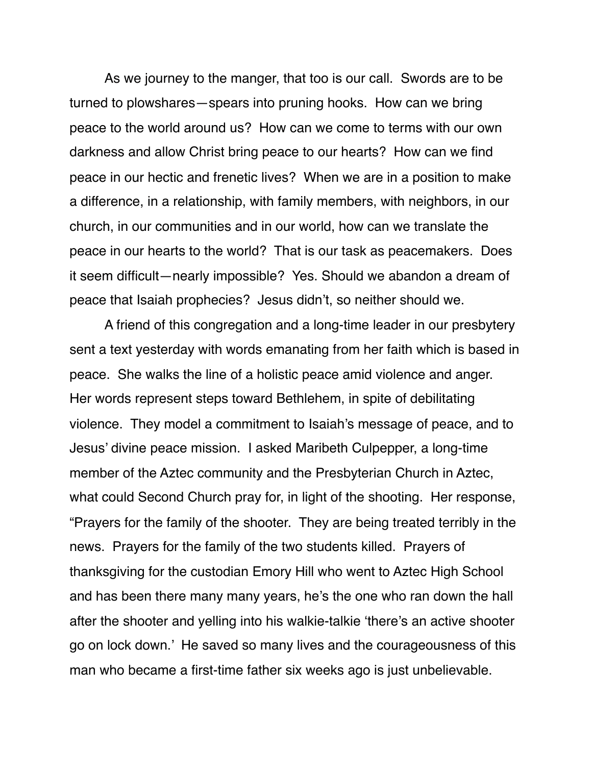As we journey to the manger, that too is our call. Swords are to be turned to plowshares—spears into pruning hooks. How can we bring peace to the world around us? How can we come to terms with our own darkness and allow Christ bring peace to our hearts? How can we find peace in our hectic and frenetic lives? When we are in a position to make a difference, in a relationship, with family members, with neighbors, in our church, in our communities and in our world, how can we translate the peace in our hearts to the world? That is our task as peacemakers. Does it seem difficult—nearly impossible? Yes. Should we abandon a dream of peace that Isaiah prophecies? Jesus didn't, so neither should we.

A friend of this congregation and a long-time leader in our presbytery sent a text yesterday with words emanating from her faith which is based in peace. She walks the line of a holistic peace amid violence and anger. Her words represent steps toward Bethlehem, in spite of debilitating violence. They model a commitment to Isaiah's message of peace, and to Jesus' divine peace mission. I asked Maribeth Culpepper, a long-time member of the Aztec community and the Presbyterian Church in Aztec, what could Second Church pray for, in light of the shooting. Her response, "Prayers for the family of the shooter. They are being treated terribly in the news. Prayers for the family of the two students killed. Prayers of thanksgiving for the custodian Emory Hill who went to Aztec High School and has been there many many years, he's the one who ran down the hall after the shooter and yelling into his walkie-talkie 'there's an active shooter go on lock down.' He saved so many lives and the courageousness of this man who became a first-time father six weeks ago is just unbelievable.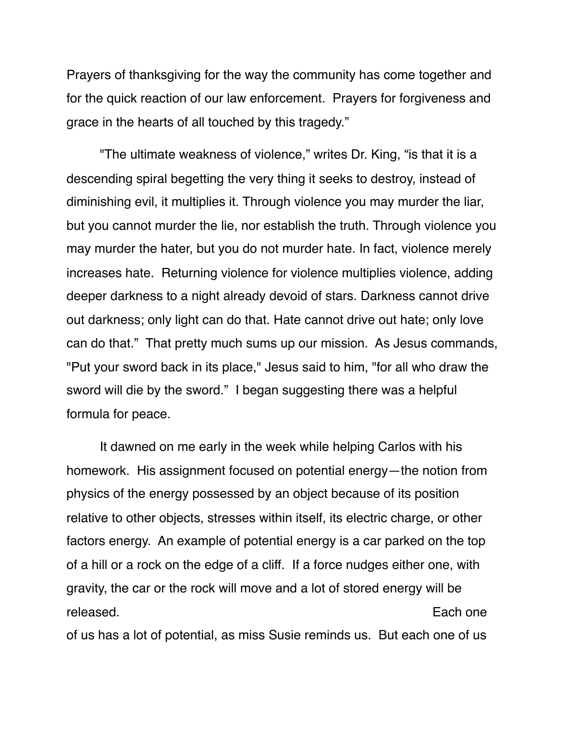Prayers of thanksgiving for the way the community has come together and for the quick reaction of our law enforcement. Prayers for forgiveness and grace in the hearts of all touched by this tragedy."

"The ultimate weakness of violence," writes Dr. King, "is that it is a descending spiral begetting the very thing it seeks to destroy, instead of diminishing evil, it multiplies it. Through violence you may murder the liar, but you cannot murder the lie, nor establish the truth. Through violence you may murder the hater, but you do not murder hate. In fact, violence merely increases hate. Returning violence for violence multiplies violence, adding deeper darkness to a night already devoid of stars. Darkness cannot drive out darkness; only light can do that. Hate cannot drive out hate; only love can do that." That pretty much sums up our mission. As Jesus commands, "Put your sword back in its place," Jesus said to him, "for all who draw the sword will die by the sword." I began suggesting there was a helpful formula for peace.

It dawned on me early in the week while helping Carlos with his homework. His assignment focused on potential energy—the notion from physics of the energy possessed by an object because of its position relative to other objects, stresses within itself, its electric charge, or other factors energy. An example of potential energy is a car parked on the top of a hill or a rock on the edge of a cliff. If a force nudges either one, with gravity, the car or the rock will move and a lot of stored energy will be released. Each one of us has a lot of potential, as miss Susie reminds us. But each one of us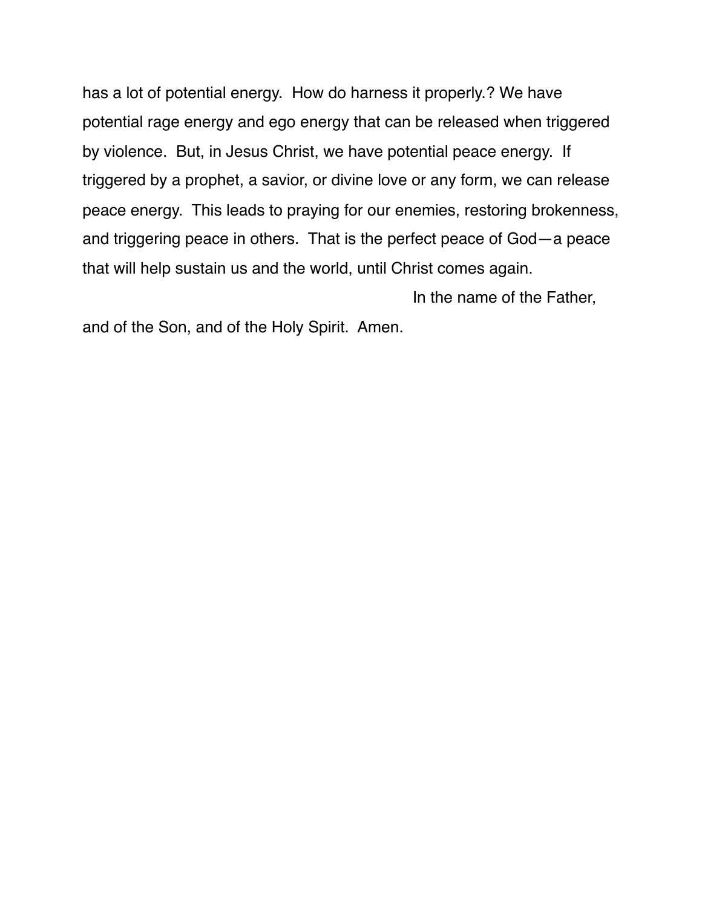has a lot of potential energy.  How do harness it properly.? We have potential rage energy and ego energy that can be released when triggered by violence.  But, in Jesus Christ, we have potential peace energy.  If triggered by a prophet, a savior, or divine love or any form, we can release peace energy.  This leads to praying for our enemies, restoring brokenness, and triggering peace in others.  That is the perfect peace of God—a peace that will help sustain us and the world, until Christ comes again.

In the name of the Father, and of the Son, and of the Holy Spirit.  Amen.